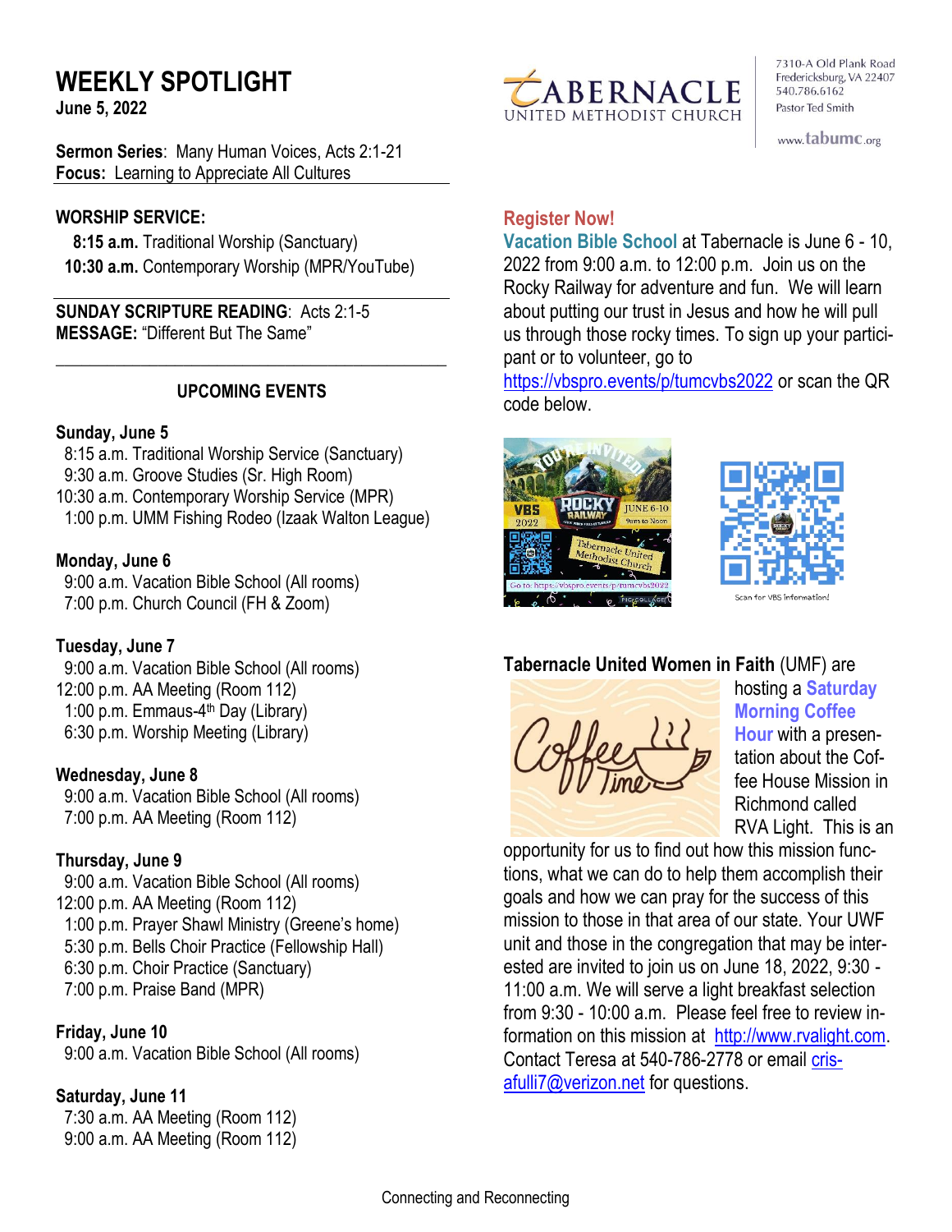# WEEKLY SPOTLIGHT

**June 5, 2022**

**Sermon Series**: Many Human Voices, Acts 2:1-21
**Focus:** Learning to Appreciate All Cultures

**WORSHIP SERVICE:**

**8:15 a.m.** Traditional Worship (Sanctuary)
**10:30 a.m.** Contemporary Worship (MPR/YouTube)

**SUNDAY SCRIPTURE READING**: Acts 2:1-5
**MESSAGE:** "Different But The Same"

## UPCOMING EVENTS

**Sunday, June 5**
8:15 a.m. Traditional Worship Service (Sanctuary)
9:30 a.m. Groove Studies (Sr. High Room)
10:30 a.m. Contemporary Worship Service (MPR)
1:00 p.m. UMM Fishing Rodeo (Izaak Walton League)

**Monday, June 6**
9:00 a.m. Vacation Bible School (All rooms)
7:00 p.m. Church Council (FH & Zoom)

**Tuesday, June 7**
9:00 a.m. Vacation Bible School (All rooms)
12:00 p.m. AA Meeting (Room 112)
1:00 p.m. Emmaus-4th Day (Library)
6:30 p.m. Worship Meeting (Library)

**Wednesday, June 8**
9:00 a.m. Vacation Bible School (All rooms)
7:00 p.m. AA Meeting (Room 112)

**Thursday, June 9**
9:00 a.m. Vacation Bible School (All rooms)
12:00 p.m. AA Meeting (Room 112)
1:00 p.m. Prayer Shawl Ministry (Greene's home)
5:30 p.m. Bells Choir Practice (Fellowship Hall)
6:30 p.m. Choir Practice (Sanctuary)
7:00 p.m. Praise Band (MPR)

**Friday, June 10**
9:00 a.m. Vacation Bible School (All rooms)

**Saturday, June 11**
7:30 a.m. AA Meeting (Room 112)
9:00 a.m. AA Meeting (Room 112)

TABERNACLE UNITED METHODIST CHURCH
7310-A Old Plank Road
Fredericksburg, VA 22407
540.786.6162
Pastor Ted Smith
www.tabumc.org

**Register Now!**

**Vacation Bible School** at Tabernacle is June 6 - 10, 2022 from 9:00 a.m. to 12:00 p.m. Join us on the Rocky Railway for adventure and fun. We will learn about putting our trust in Jesus and how he will pull us through those rocky times. To sign up your participant or to volunteer, go to https://vbspro.events/p/tumcvbs2022 or scan the QR code below.

Scan for VBS information!

**Tabernacle United Women in Faith** (UMF) are hosting a **Saturday Morning Coffee Hour** with a presentation about the Coffee House Mission in Richmond called RVA Light. This is an opportunity for us to find out how this mission functions, what we can do to help them accomplish their goals and how we can pray for the success of this mission to those in that area of our state. Your UWF unit and those in the congregation that may be interested are invited to join us on June 18, 2022, 9:30 - 11:00 a.m. We will serve a light breakfast selection from 9:30 - 10:00 a.m. Please feel free to review information on this mission at http://www.rvalight.com. Contact Teresa at 540-786-2778 or email crisafulli7@verizon.net for questions.

Connecting and Reconnecting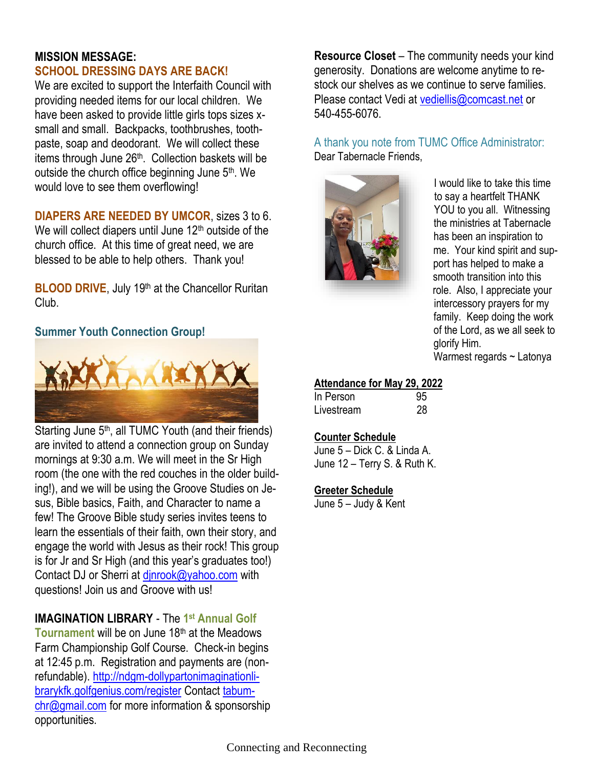**MISSION MESSAGE:**

**SCHOOL DRESSING DAYS ARE BACK!**

We are excited to support the Interfaith Council with providing needed items for our local children. We have been asked to provide little girls tops sizes x-small and small. Backpacks, toothbrushes, toothpaste, soap and deodorant. We will collect these items through June 26th. Collection baskets will be outside the church office beginning June 5th. We would love to see them overflowing!

**DIAPERS ARE NEEDED BY UMCOR**, sizes 3 to 6. We will collect diapers until June 12th outside of the church office. At this time of great need, we are blessed to be able to help others. Thank you!

**BLOOD DRIVE**, July 19th at the Chancellor Ruritan Club.

**Summer Youth Connection Group!**

Starting June 5th, all TUMC Youth (and their friends) are invited to attend a connection group on Sunday mornings at 9:30 a.m. We will meet in the Sr High room (the one with the red couches in the older building!), and we will be using the Groove Studies on Jesus, Bible basics, Faith, and Character to name a few! The Groove Bible study series invites teens to learn the essentials of their faith, own their story, and engage the world with Jesus as their rock! This group is for Jr and Sr High (and this year's graduates too!) Contact DJ or Sherri at djnrook@yahoo.com with questions! Join us and Groove with us!

**IMAGINATION LIBRARY** - The **1st Annual Golf Tournament** will be on June 18th at the Meadows Farm Championship Golf Course. Check-in begins at 12:45 p.m. Registration and payments are (non-refundable). http://ndgm-dollypartonimaginationlibrarykfk.golfgenius.com/register Contact tabumchr@gmail.com for more information & sponsorship opportunities.

**Resource Closet** – The community needs your kind generosity. Donations are welcome anytime to re-stock our shelves as we continue to serve families. Please contact Vedi at vediellis@comcast.net or 540-455-6076.

A thank you note from TUMC Office Administrator:

Dear Tabernacle Friends,

I would like to take this time to say a heartfelt THANK YOU to you all. Witnessing the ministries at Tabernacle has been an inspiration to me. Your kind spirit and support has helped to make a smooth transition into this role. Also, I appreciate your intercessory prayers for my family. Keep doing the work of the Lord, as we all seek to glorify Him.

Warmest regards ~ Latonya

**Attendance for May 29, 2022**

| | |
|---|---|
| In Person | 95 |
| Livestream | 28 |

**Counter Schedule**

June 5 – Dick C. & Linda A.
June 12 – Terry S. & Ruth K.

**Greeter Schedule**

June 5 – Judy & Kent